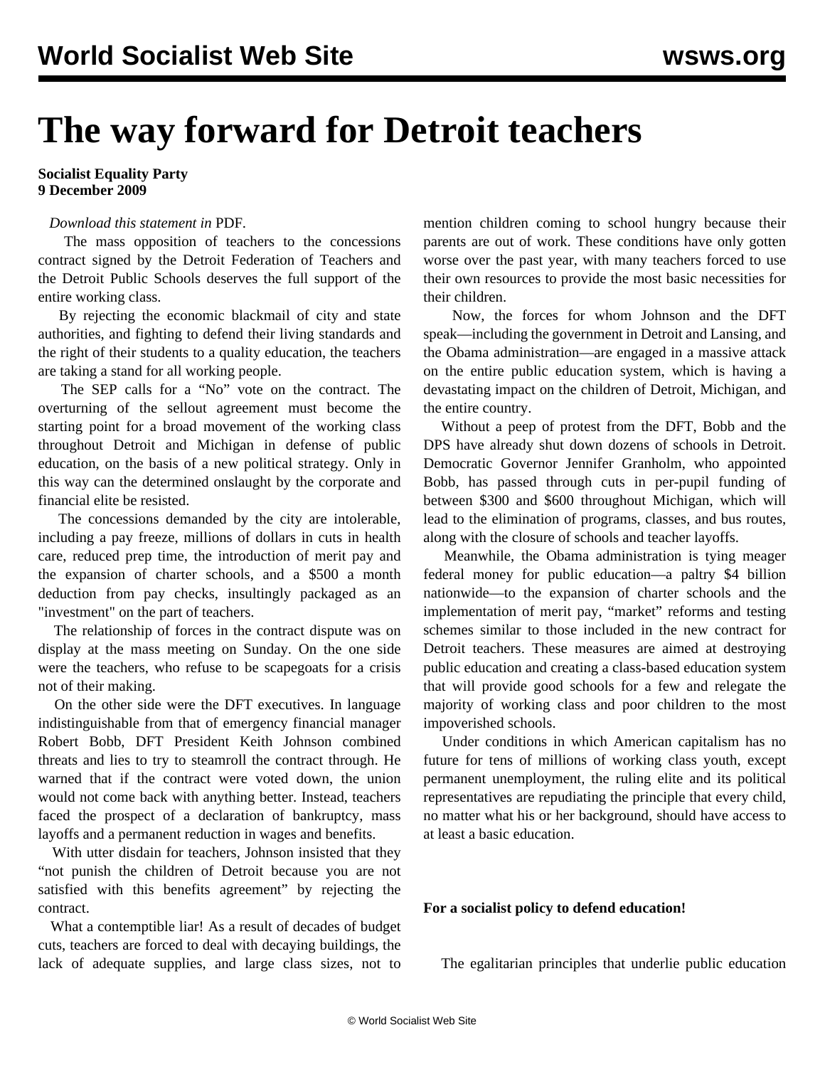# The way forward for Detroit teachers

**Socialist Equality Party**
**9 December 2009**

*Download this statement in* PDF.

The mass opposition of teachers to the concessions contract signed by the Detroit Federation of Teachers and the Detroit Public Schools deserves the full support of the entire working class.

By rejecting the economic blackmail of city and state authorities, and fighting to defend their living standards and the right of their students to a quality education, the teachers are taking a stand for all working people.

The SEP calls for a "No" vote on the contract. The overturning of the sellout agreement must become the starting point for a broad movement of the working class throughout Detroit and Michigan in defense of public education, on the basis of a new political strategy. Only in this way can the determined onslaught by the corporate and financial elite be resisted.

The concessions demanded by the city are intolerable, including a pay freeze, millions of dollars in cuts in health care, reduced prep time, the introduction of merit pay and the expansion of charter schools, and a $500 a month deduction from pay checks, insultingly packaged as an "investment" on the part of teachers.

The relationship of forces in the contract dispute was on display at the mass meeting on Sunday. On the one side were the teachers, who refuse to be scapegoats for a crisis not of their making.

On the other side were the DFT executives. In language indistinguishable from that of emergency financial manager Robert Bobb, DFT President Keith Johnson combined threats and lies to try to steamroll the contract through. He warned that if the contract were voted down, the union would not come back with anything better. Instead, teachers faced the prospect of a declaration of bankruptcy, mass layoffs and a permanent reduction in wages and benefits.

With utter disdain for teachers, Johnson insisted that they "not punish the children of Detroit because you are not satisfied with this benefits agreement" by rejecting the contract.

What a contemptible liar! As a result of decades of budget cuts, teachers are forced to deal with decaying buildings, the lack of adequate supplies, and large class sizes, not to mention children coming to school hungry because their parents are out of work. These conditions have only gotten worse over the past year, with many teachers forced to use their own resources to provide the most basic necessities for their children.

Now, the forces for whom Johnson and the DFT speak—including the government in Detroit and Lansing, and the Obama administration—are engaged in a massive attack on the entire public education system, which is having a devastating impact on the children of Detroit, Michigan, and the entire country.

Without a peep of protest from the DFT, Bobb and the DPS have already shut down dozens of schools in Detroit. Democratic Governor Jennifer Granholm, who appointed Bobb, has passed through cuts in per-pupil funding of between $300 and $600 throughout Michigan, which will lead to the elimination of programs, classes, and bus routes, along with the closure of schools and teacher layoffs.

Meanwhile, the Obama administration is tying meager federal money for public education—a paltry $4 billion nationwide—to the expansion of charter schools and the implementation of merit pay, "market" reforms and testing schemes similar to those included in the new contract for Detroit teachers. These measures are aimed at destroying public education and creating a class-based education system that will provide good schools for a few and relegate the majority of working class and poor children to the most impoverished schools.

Under conditions in which American capitalism has no future for tens of millions of working class youth, except permanent unemployment, the ruling elite and its political representatives are repudiating the principle that every child, no matter what his or her background, should have access to at least a basic education.

**For a socialist policy to defend education!**

The egalitarian principles that underlie public education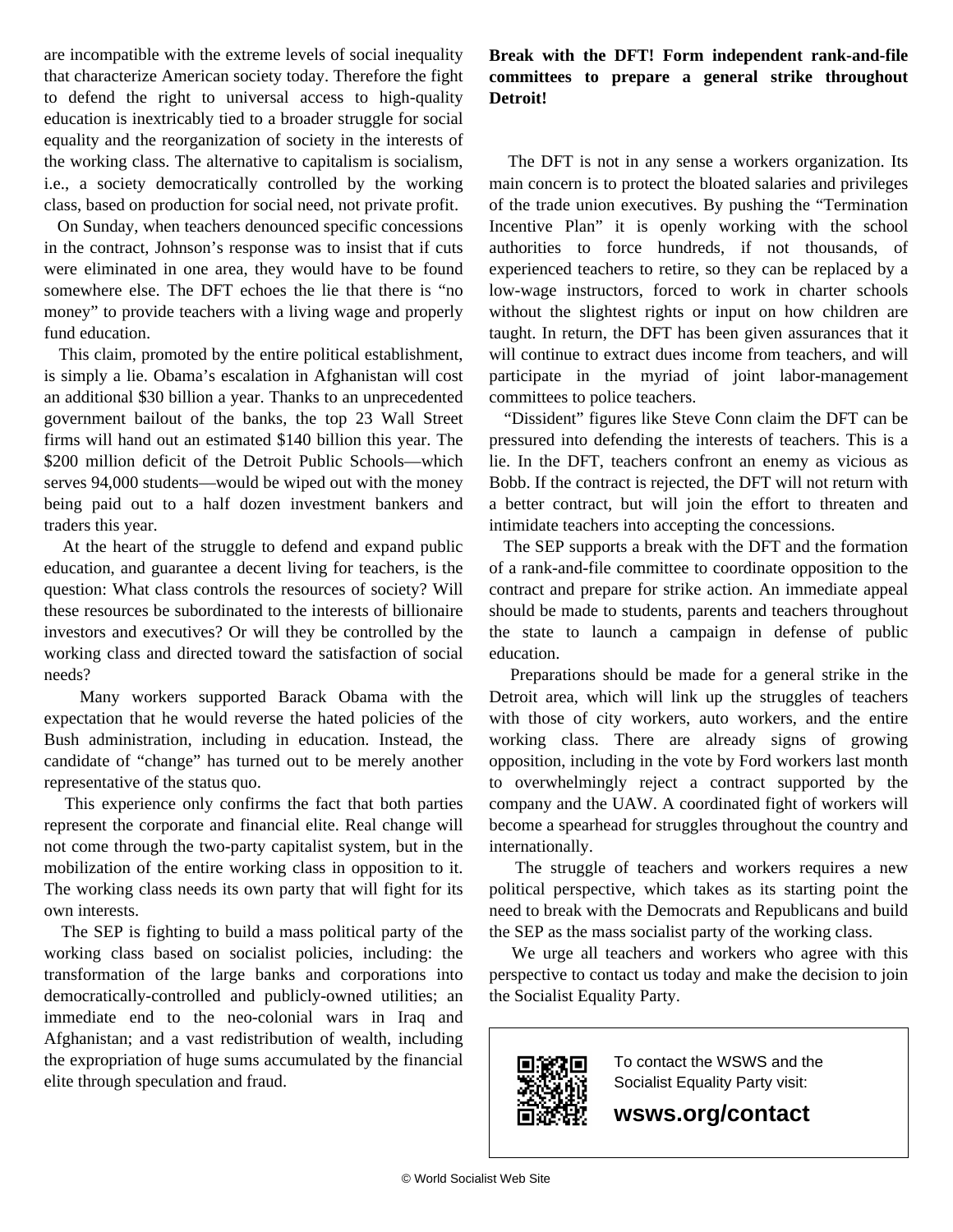are incompatible with the extreme levels of social inequality that characterize American society today. Therefore the fight to defend the right to universal access to high-quality education is inextricably tied to a broader struggle for social equality and the reorganization of society in the interests of the working class. The alternative to capitalism is socialism, i.e., a society democratically controlled by the working class, based on production for social need, not private profit.

On Sunday, when teachers denounced specific concessions in the contract, Johnson's response was to insist that if cuts were eliminated in one area, they would have to be found somewhere else. The DFT echoes the lie that there is "no money" to provide teachers with a living wage and properly fund education.

This claim, promoted by the entire political establishment, is simply a lie. Obama's escalation in Afghanistan will cost an additional $30 billion a year. Thanks to an unprecedented government bailout of the banks, the top 23 Wall Street firms will hand out an estimated $140 billion this year. The $200 million deficit of the Detroit Public Schools—which serves 94,000 students—would be wiped out with the money being paid out to a half dozen investment bankers and traders this year.

At the heart of the struggle to defend and expand public education, and guarantee a decent living for teachers, is the question: What class controls the resources of society? Will these resources be subordinated to the interests of billionaire investors and executives? Or will they be controlled by the working class and directed toward the satisfaction of social needs?

Many workers supported Barack Obama with the expectation that he would reverse the hated policies of the Bush administration, including in education. Instead, the candidate of "change" has turned out to be merely another representative of the status quo.

This experience only confirms the fact that both parties represent the corporate and financial elite. Real change will not come through the two-party capitalist system, but in the mobilization of the entire working class in opposition to it. The working class needs its own party that will fight for its own interests.

The SEP is fighting to build a mass political party of the working class based on socialist policies, including: the transformation of the large banks and corporations into democratically-controlled and publicly-owned utilities; an immediate end to the neo-colonial wars in Iraq and Afghanistan; and a vast redistribution of wealth, including the expropriation of huge sums accumulated by the financial elite through speculation and fraud.

**Break with the DFT! Form independent rank-and-file committees to prepare a general strike throughout Detroit!**

The DFT is not in any sense a workers organization. Its main concern is to protect the bloated salaries and privileges of the trade union executives. By pushing the "Termination Incentive Plan" it is openly working with the school authorities to force hundreds, if not thousands, of experienced teachers to retire, so they can be replaced by a low-wage instructors, forced to work in charter schools without the slightest rights or input on how children are taught. In return, the DFT has been given assurances that it will continue to extract dues income from teachers, and will participate in the myriad of joint labor-management committees to police teachers.

"Dissident" figures like Steve Conn claim the DFT can be pressured into defending the interests of teachers. This is a lie. In the DFT, teachers confront an enemy as vicious as Bobb. If the contract is rejected, the DFT will not return with a better contract, but will join the effort to threaten and intimidate teachers into accepting the concessions.

The SEP supports a break with the DFT and the formation of a rank-and-file committee to coordinate opposition to the contract and prepare for strike action. An immediate appeal should be made to students, parents and teachers throughout the state to launch a campaign in defense of public education.

Preparations should be made for a general strike in the Detroit area, which will link up the struggles of teachers with those of city workers, auto workers, and the entire working class. There are already signs of growing opposition, including in the vote by Ford workers last month to overwhelmingly reject a contract supported by the company and the UAW. A coordinated fight of workers will become a spearhead for struggles throughout the country and internationally.

The struggle of teachers and workers requires a new political perspective, which takes as its starting point the need to break with the Democrats and Republicans and build the SEP as the mass socialist party of the working class.

We urge all teachers and workers who agree with this perspective to contact us today and make the decision to join the Socialist Equality Party.

To contact the WSWS and the Socialist Equality Party visit:

**wsws.org/contact**